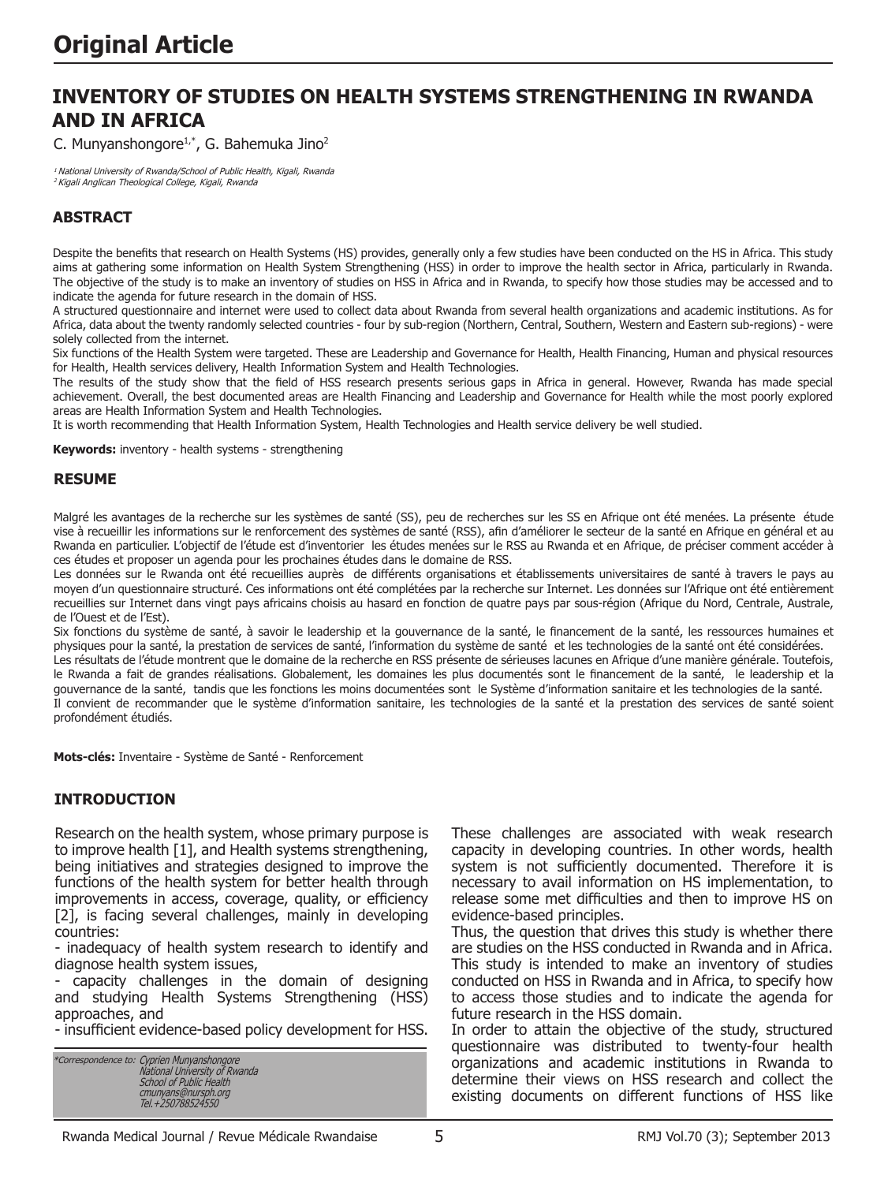# Original Article

## INVENTORY OF STUDIES ON HEALTH SYSTEMS STRENGTHENING IN RWANDA AND IN AFRICA

C. Munyanshongore[1,*], G. Bahemuka Jino[2]

[1] National University of Rwanda/School of Public Health, Kigali, Rwanda
[2] Kigali Anglican Theological College, Kigali, Rwanda

### ABSTRACT

Despite the benefits that research on Health Systems (HS) provides, generally only a few studies have been conducted on the HS in Africa. This study aims at gathering some information on Health System Strengthening (HSS) in order to improve the health sector in Africa, particularly in Rwanda. The objective of the study is to make an inventory of studies on HSS in Africa and in Rwanda, to specify how those studies may be accessed and to indicate the agenda for future research in the domain of HSS.

A structured questionnaire and internet were used to collect data about Rwanda from several health organizations and academic institutions. As for Africa, data about the twenty randomly selected countries - four by sub-region (Northern, Central, Southern, Western and Eastern sub-regions) - were solely collected from the internet.

Six functions of the Health System were targeted. These are Leadership and Governance for Health, Health Financing, Human and physical resources for Health, Health services delivery, Health Information System and Health Technologies.

The results of the study show that the field of HSS research presents serious gaps in Africa in general. However, Rwanda has made special achievement. Overall, the best documented areas are Health Financing and Leadership and Governance for Health while the most poorly explored areas are Health Information System and Health Technologies.

It is worth recommending that Health Information System, Health Technologies and Health service delivery be well studied.

**Keywords:** inventory - health systems - strengthening

### RESUME

Malgré les avantages de la recherche sur les systèmes de santé (SS), peu de recherches sur les SS en Afrique ont été menées. La présente étude vise à recueillir les informations sur le renforcement des systèmes de santé (RSS), afin d'améliorer le secteur de la santé en Afrique en général et au Rwanda en particulier. L'objectif de l'étude est d'inventorier les études menées sur le RSS au Rwanda et en Afrique, de préciser comment accéder à ces études et proposer un agenda pour les prochaines études dans le domaine de RSS.

Les données sur le Rwanda ont été recueillies auprès de différents organisations et établissements universitaires de santé à travers le pays au moyen d'un questionnaire structuré. Ces informations ont été complétées par la recherche sur Internet. Les données sur l'Afrique ont été entièrement recueillies sur Internet dans vingt pays africains choisis au hasard en fonction de quatre pays par sous-région (Afrique du Nord, Centrale, Australe, de l'Ouest et de l'Est).

Six fonctions du système de santé, à savoir le leadership et la gouvernance de la santé, le financement de la santé, les ressources humaines et physiques pour la santé, la prestation de services de santé, l'information du système de santé et les technologies de la santé ont été considérées.

Les résultats de l'étude montrent que le domaine de la recherche en RSS présente de sérieuses lacunes en Afrique d'une manière générale. Toutefois, le Rwanda a fait de grandes réalisations. Globalement, les domaines les plus documentés sont le financement de la santé, le leadership et la gouvernance de la santé, tandis que les fonctions les moins documentées sont le Système d'information sanitaire et les technologies de la santé.

Il convient de recommander que le système d'information sanitaire, les technologies de la santé et la prestation des services de santé soient profondément étudiés.

**Mots-clés:** Inventaire - Système de Santé - Renforcement

### INTRODUCTION

Research on the health system, whose primary purpose is to improve health [1], and Health systems strengthening, being initiatives and strategies designed to improve the functions of the health system for better health through improvements in access, coverage, quality, or efficiency [2], is facing several challenges, mainly in developing countries:

- inadequacy of health system research to identify and diagnose health system issues,
- capacity challenges in the domain of designing and studying Health Systems Strengthening (HSS) approaches, and
- insufficient evidence-based policy development for HSS.

*Correspondence to: Cyprien Munyanshongore
National University of Rwanda
School of Public Health
cmunyans@nursph.org
Tel.+250788524550

These challenges are associated with weak research capacity in developing countries. In other words, health system is not sufficiently documented. Therefore it is necessary to avail information on HS implementation, to release some met difficulties and then to improve HS on evidence-based principles.

Thus, the question that drives this study is whether there are studies on the HSS conducted in Rwanda and in Africa. This study is intended to make an inventory of studies conducted on HSS in Rwanda and in Africa, to specify how to access those studies and to indicate the agenda for future research in the HSS domain.

In order to attain the objective of the study, structured questionnaire was distributed to twenty-four health organizations and academic institutions in Rwanda to determine their views on HSS research and collect the existing documents on different functions of HSS like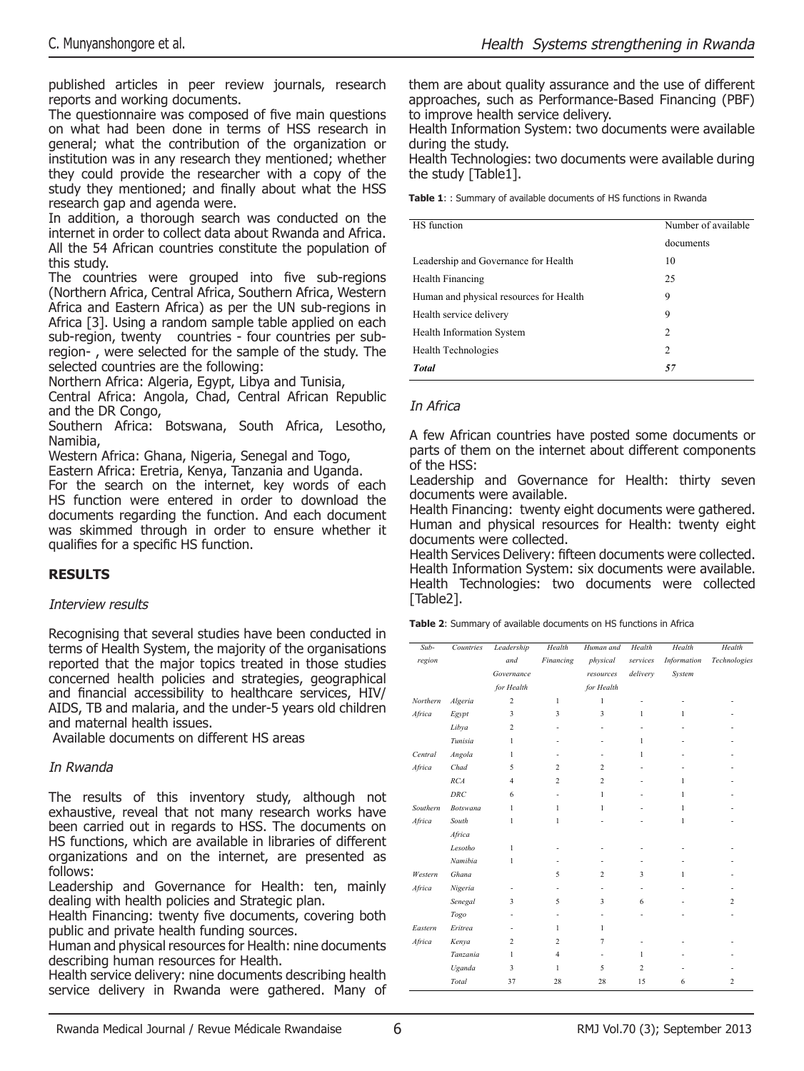published articles in peer review journals, research reports and working documents.

The questionnaire was composed of five main questions on what had been done in terms of HSS research in general; what the contribution of the organization or institution was in any research they mentioned; whether they could provide the researcher with a copy of the study they mentioned; and finally about what the HSS research gap and agenda were.

In addition, a thorough search was conducted on the internet in order to collect data about Rwanda and Africa. All the 54 African countries constitute the population of this study.

The countries were grouped into five sub-regions (Northern Africa, Central Africa, Southern Africa, Western Africa and Eastern Africa) as per the UN sub-regions in Africa [3]. Using a random sample table applied on each sub-region, twenty countries - four countries per sub-region- , were selected for the sample of the study. The selected countries are the following:

Northern Africa: Algeria, Egypt, Libya and Tunisia,

Central Africa: Angola, Chad, Central African Republic and the DR Congo,

Southern Africa: Botswana, South Africa, Lesotho, Namibia,

Western Africa: Ghana, Nigeria, Senegal and Togo,

Eastern Africa: Eretria, Kenya, Tanzania and Uganda.

For the search on the internet, key words of each HS function were entered in order to download the documents regarding the function. And each document was skimmed through in order to ensure whether it qualifies for a specific HS function.

## RESULTS

### *Interview results*

Recognising that several studies have been conducted in terms of Health System, the majority of the organisations reported that the major topics treated in those studies concerned health policies and strategies, geographical and financial accessibility to healthcare services, HIV/AIDS, TB and malaria, and the under-5 years old children and maternal health issues.

Available documents on different HS areas

### *In Rwanda*

The results of this inventory study, although not exhaustive, reveal that not many research works have been carried out in regards to HSS. The documents on HS functions, which are available in libraries of different organizations and on the internet, are presented as follows:

Leadership and Governance for Health: ten, mainly dealing with health policies and Strategic plan.

Health Financing: twenty five documents, covering both public and private health funding sources.

Human and physical resources for Health: nine documents describing human resources for Health.

Health service delivery: nine documents describing health service delivery in Rwanda were gathered. Many of them are about quality assurance and the use of different approaches, such as Performance-Based Financing (PBF) to improve health service delivery.

Health Information System: two documents were available during the study.

Health Technologies: two documents were available during the study [Table1].

**Table 1**: : Summary of available documents of HS functions in Rwanda

| HS function | Number of available documents |
|---|---|
| Leadership and Governance for Health | 10 |
| Health Financing | 25 |
| Human and physical resources for Health | 9 |
| Health service delivery | 9 |
| Health Information System | 2 |
| Health Technologies | 2 |
| ***Total*** | ***57*** |

### *In Africa*

A few African countries have posted some documents or parts of them on the internet about different components of the HSS:

Leadership and Governance for Health: thirty seven documents were available.

Health Financing: twenty eight documents were gathered.

Human and physical resources for Health: twenty eight documents were collected.

Health Services Delivery: fifteen documents were collected.

Health Information System: six documents were available.

Health Technologies: two documents were collected [Table2].

**Table 2**: Summary of available documents on HS functions in Africa

| *Sub-region* | *Countries* | *Leadership and Governance for Health* | *Health Financing* | *Human and physical resources for Health* | *Health services delivery* | *Health Information System* | *Health Technologies* |
|---|---|---|---|---|---|---|---|
| *Northern Africa* | *Algeria* | 2 | 1 | 1 | - | - | - |
| | *Egypt* | 3 | 3 | 3 | 1 | 1 | - |
| | *Libya* | 2 | - | - | - | - | - |
| | *Tunisia* | 1 | - | - | 1 | - | - |
| *Central Africa* | *Angola* | 1 | - | - | 1 | - | - |
| | *Chad* | 5 | 2 | 2 | - | - | - |
| | *RCA* | 4 | 2 | 2 | - | 1 | - |
| | *DRC* | 6 | - | 1 | - | 1 | - |
| *Southern Africa* | *Botswana* | 1 | 1 | 1 | - | 1 | - |
| | *South Africa* | 1 | 1 | - | - | 1 | - |
| | *Lesotho* | 1 | - | - | - | - | - |
| | *Namibia* | 1 | - | - | - | - | - |
| *Western Africa* | *Ghana* | | 5 | 2 | 3 | 1 | - |
| | *Nigeria* | - | - | - | - | - | - |
| | *Senegal* | 3 | 5 | 3 | 6 | - | 2 |
| | *Togo* | - | - | - | - | - | - |
| *Eastern Africa* | *Eritrea* | - | 1 | 1 | | | |
| | *Kenya* | 2 | 2 | 7 | - | - | - |
| | *Tanzania* | 1 | 4 | - | 1 | - | - |
| | *Uganda* | 3 | 1 | 5 | 2 | - | - |
| | *Total* | 37 | 28 | 28 | 15 | 6 | 2 |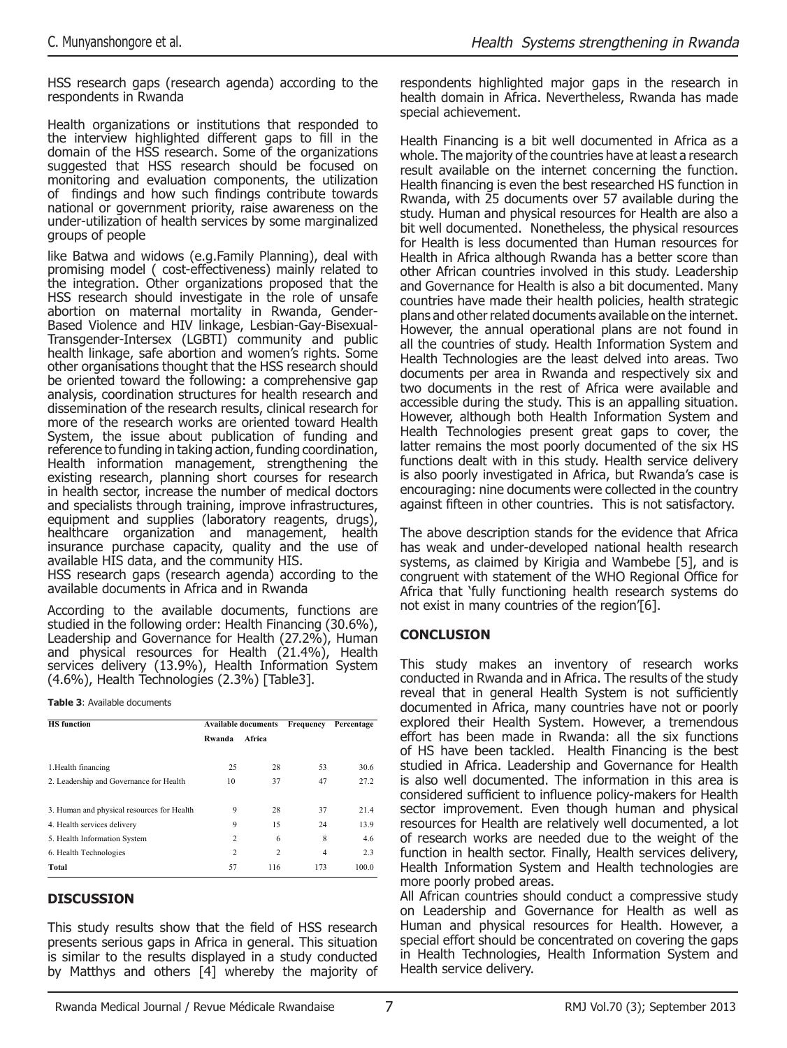HSS research gaps (research agenda) according to the respondents in Rwanda

Health organizations or institutions that responded to the interview highlighted different gaps to fill in the domain of the HSS research. Some of the organizations suggested that HSS research should be focused on monitoring and evaluation components, the utilization of findings and how such findings contribute towards national or government priority, raise awareness on the under-utilization of health services by some marginalized groups of people

like Batwa and widows (e.g.Family Planning), deal with promising model ( cost-effectiveness) mainly related to the integration. Other organizations proposed that the HSS research should investigate in the role of unsafe abortion on maternal mortality in Rwanda, Gender-Based Violence and HIV linkage, Lesbian-Gay-Bisexual-Transgender-Intersex (LGBTI) community and public health linkage, safe abortion and women's rights. Some other organisations thought that the HSS research should be oriented toward the following: a comprehensive gap analysis, coordination structures for health research and dissemination of the research results, clinical research for more of the research works are oriented toward Health System, the issue about publication of funding and reference to funding in taking action, funding coordination, Health information management, strengthening the existing research, planning short courses for research in health sector, increase the number of medical doctors and specialists through training, improve infrastructures, equipment and supplies (laboratory reagents, drugs), healthcare organization and management, health insurance purchase capacity, quality and the use of available HIS data, and the community HIS.

HSS research gaps (research agenda) according to the available documents in Africa and in Rwanda

According to the available documents, functions are studied in the following order: Health Financing (30.6%), Leadership and Governance for Health (27.2%), Human and physical resources for Health (21.4%), Health services delivery (13.9%), Health Information System (4.6%), Health Technologies (2.3%) [Table3].

**Table 3**: Available documents

| HS function | Available documents | | Frequency | Percentage |
|---|---|---|---|---|
| | Rwanda | Africa | | |
| 1.Health financing | 25 | 28 | 53 | 30.6 |
| 2. Leadership and Governance for Health | 10 | 37 | 47 | 27.2 |
| 3. Human and physical resources for Health | 9 | 28 | 37 | 21.4 |
| 4. Health services delivery | 9 | 15 | 24 | 13.9 |
| 5. Health Information System | 2 | 6 | 8 | 4.6 |
| 6. Health Technologies | 2 | 2 | 4 | 2.3 |
| **Total** | 57 | 116 | 173 | 100.0 |

## DISCUSSION

This study results show that the field of HSS research presents serious gaps in Africa in general. This situation is similar to the results displayed in a study conducted by Matthys and others [4] whereby the majority of respondents highlighted major gaps in the research in health domain in Africa. Nevertheless, Rwanda has made special achievement.

Health Financing is a bit well documented in Africa as a whole. The majority of the countries have at least a research result available on the internet concerning the function. Health financing is even the best researched HS function in Rwanda, with 25 documents over 57 available during the study. Human and physical resources for Health are also a bit well documented. Nonetheless, the physical resources for Health is less documented than Human resources for Health in Africa although Rwanda has a better score than other African countries involved in this study. Leadership and Governance for Health is also a bit documented. Many countries have made their health policies, health strategic plans and other related documents available on the internet. However, the annual operational plans are not found in all the countries of study. Health Information System and Health Technologies are the least delved into areas. Two documents per area in Rwanda and respectively six and two documents in the rest of Africa were available and accessible during the study. This is an appalling situation. However, although both Health Information System and Health Technologies present great gaps to cover, the latter remains the most poorly documented of the six HS functions dealt with in this study. Health service delivery is also poorly investigated in Africa, but Rwanda's case is encouraging: nine documents were collected in the country against fifteen in other countries. This is not satisfactory.

The above description stands for the evidence that Africa has weak and under-developed national health research systems, as claimed by Kirigia and Wambebe [5], and is congruent with statement of the WHO Regional Office for Africa that 'fully functioning health research systems do not exist in many countries of the region'[6].

## CONCLUSION

This study makes an inventory of research works conducted in Rwanda and in Africa. The results of the study reveal that in general Health System is not sufficiently documented in Africa, many countries have not or poorly explored their Health System. However, a tremendous effort has been made in Rwanda: all the six functions of HS have been tackled. Health Financing is the best studied in Africa. Leadership and Governance for Health is also well documented. The information in this area is considered sufficient to influence policy-makers for Health sector improvement. Even though human and physical resources for Health are relatively well documented, a lot of research works are needed due to the weight of the function in health sector. Finally, Health services delivery, Health Information System and Health technologies are more poorly probed areas.

All African countries should conduct a compressive study on Leadership and Governance for Health as well as Human and physical resources for Health. However, a special effort should be concentrated on covering the gaps in Health Technologies, Health Information System and Health service delivery.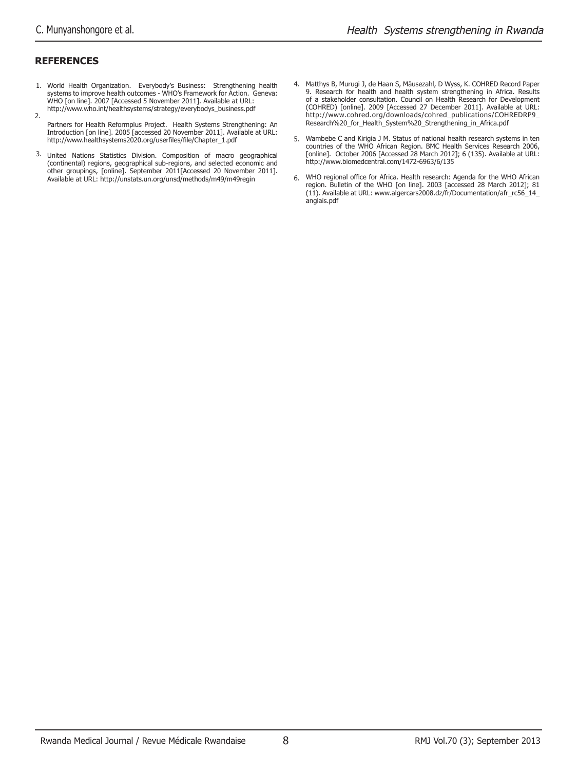## REFERENCES

1. World Health Organization. Everybody's Business: Strengthening health systems to improve health outcomes - WHO's Framework for Action. Geneva: WHO [on line]. 2007 [Accessed 5 November 2011]. Available at URL: http://www.who.int/healthsystems/strategy/everybodys_business.pdf
2. Partners for Health Reformplus Project. Health Systems Strengthening: An Introduction [on line]. 2005 [accessed 20 November 2011]. Available at URL: http://www.healthsystems2020.org/userfiles/file/Chapter_1.pdf
3. United Nations Statistics Division. Composition of macro geographical (continental) regions, geographical sub-regions, and selected economic and other groupings, [online]. September 2011[Accessed 20 November 2011]. Available at URL: http://unstats.un.org/unsd/methods/m49/m49regin
4. Matthys B, Murugi J, de Haan S, Mäusezahl, D Wyss, K. COHRED Record Paper 9. Research for health and health system strengthening in Africa. Results of a stakeholder consultation. Council on Health Research for Development (COHRED) [online]. 2009 [Accessed 27 December 2011]. Available at URL: http://www.cohred.org/downloads/cohred_publications/COHREDRP9_Research%20_for_Health_System%20_Strengthening_in_Africa.pdf
5. Wambebe C and Kirigia J M. Status of national health research systems in ten countries of the WHO African Region. BMC Health Services Research 2006, [online]. October 2006 [Accessed 28 March 2012]; 6 (135). Available at URL: http://www.biomedcentral.com/1472-6963/6/135
6. WHO regional office for Africa. Health research: Agenda for the WHO African region. Bulletin of the WHO [on line]. 2003 [accessed 28 March 2012]; 81 (11). Available at URL: www.algercars2008.dz/fr/Documentation/afr_rc56_14_anglais.pdf